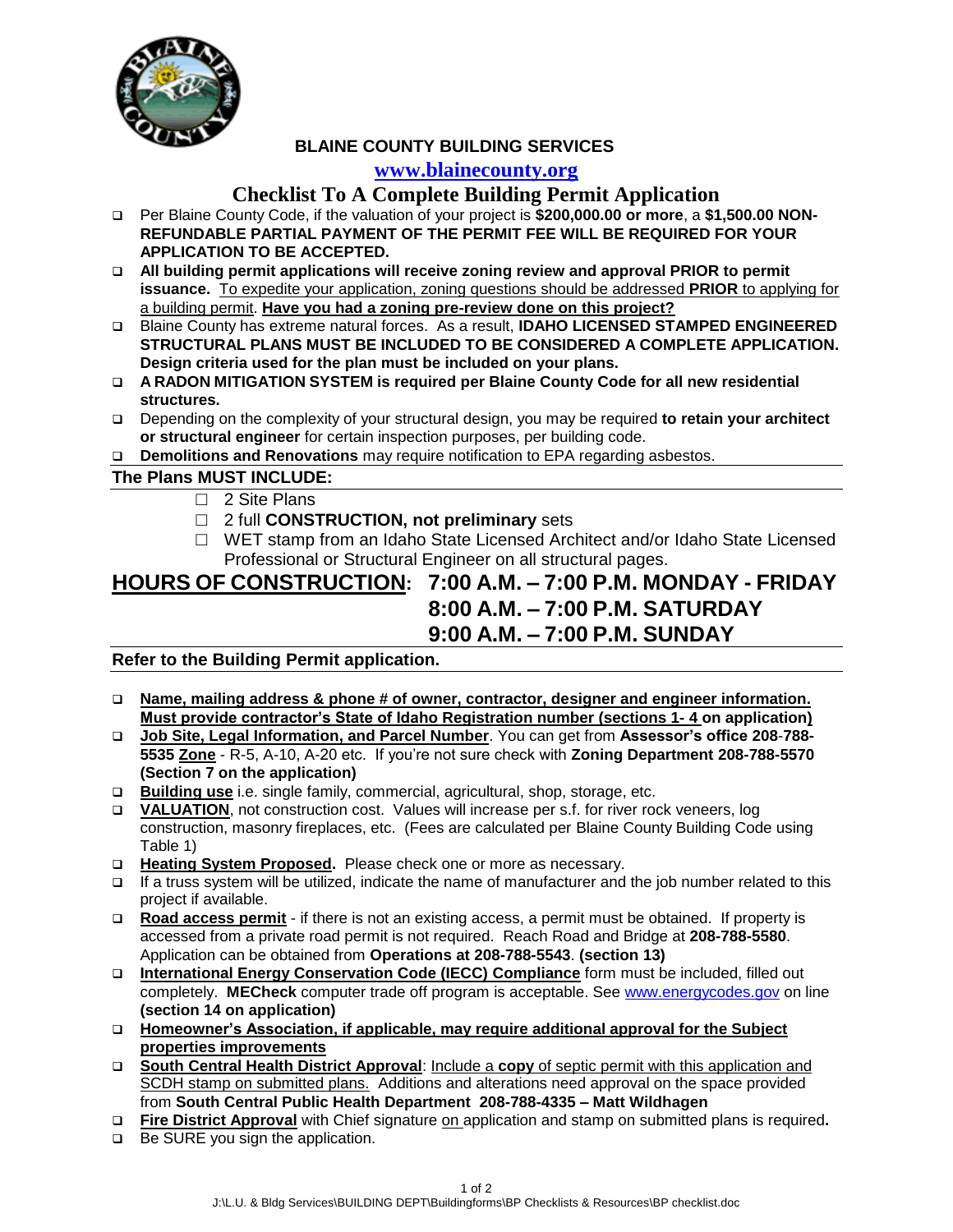# BLAINE COUNTY BUILDING SERVICES

**[www.blainecounty.org](http://www.blainecounty.org)**

## Checklist To A Complete Building Permit Application

- Per Blaine County Code, if the valuation of your project is **$200,000.00 or more**, a **$1,500.00 NON-REFUNDABLE PARTIAL PAYMENT OF THE PERMIT FEE WILL BE REQUIRED FOR YOUR APPLICATION TO BE ACCEPTED.**
- **All building permit applications will receive zoning review and approval PRIOR to permit issuance.** To expedite your application, zoning questions should be addressed **PRIOR** to applying for a building permit. **Have you had a zoning pre-review done on this project?**
- Blaine County has extreme natural forces. As a result, **IDAHO LICENSED STAMPED ENGINEERED STRUCTURAL PLANS MUST BE INCLUDED TO BE CONSIDERED A COMPLETE APPLICATION. Design criteria used for the plan must be included on your plans.**
- **A RADON MITIGATION SYSTEM is required per Blaine County Code for all new residential structures.**
- Depending on the complexity of your structural design, you may be required **to retain your architect or structural engineer** for certain inspection purposes, per building code.
- **Demolitions and Renovations** may require notification to EPA regarding asbestos.

### The Plans MUST INCLUDE:

- ☐ 2 Site Plans
- ☐ 2 full **CONSTRUCTION, not preliminary** sets
- ☐ WET stamp from an Idaho State Licensed Architect and/or Idaho State Licensed Professional or Structural Engineer on all structural pages.

## HOURS OF CONSTRUCTION: 7:00 A.M. – 7:00 P.M. MONDAY - FRIDAY
## 8:00 A.M. – 7:00 P.M. SATURDAY
## 9:00 A.M. – 7:00 P.M. SUNDAY

### Refer to the Building Permit application.

- **Name, mailing address & phone # of owner, contractor, designer and engineer information. Must provide contractor's State of Idaho Registration number (sections 1- 4 on application)**
- **Job Site, Legal Information, and Parcel Number**. You can get from **Assessor's office 208-788-5535** **Zone** - R-5, A-10, A-20 etc. If you're not sure check with **Zoning Department 208-788-5570 (Section 7 on the application)**
- **Building use** i.e. single family, commercial, agricultural, shop, storage, etc.
- **VALUATION**, not construction cost. Values will increase per s.f. for river rock veneers, log construction, masonry fireplaces, etc. (Fees are calculated per Blaine County Building Code using Table 1)
- **Heating System Proposed.** Please check one or more as necessary.
- If a truss system will be utilized, indicate the name of manufacturer and the job number related to this project if available.
- **Road access permit** - if there is not an existing access, a permit must be obtained. If property is accessed from a private road permit is not required. Reach Road and Bridge at **208-788-5580**. Application can be obtained from **Operations at 208-788-5543**. **(section 13)**
- **International Energy Conservation Code (IECC) Compliance** form must be included, filled out completely. **MECheck** computer trade off program is acceptable. See [www.energycodes.gov](http://www.energycodes.gov) on line **(section 14 on application)**
- **Homeowner's Association, if applicable, may require additional approval for the Subject properties improvements**
- **South Central Health District Approval**: Include a **copy** of septic permit with this application and SCDH stamp on submitted plans. Additions and alterations need approval on the space provided from **South Central Public Health Department 208-788-4335 – Matt Wildhagen**
- **Fire District Approval** with Chief signature on application and stamp on submitted plans is required**.**
- Be SURE you sign the application.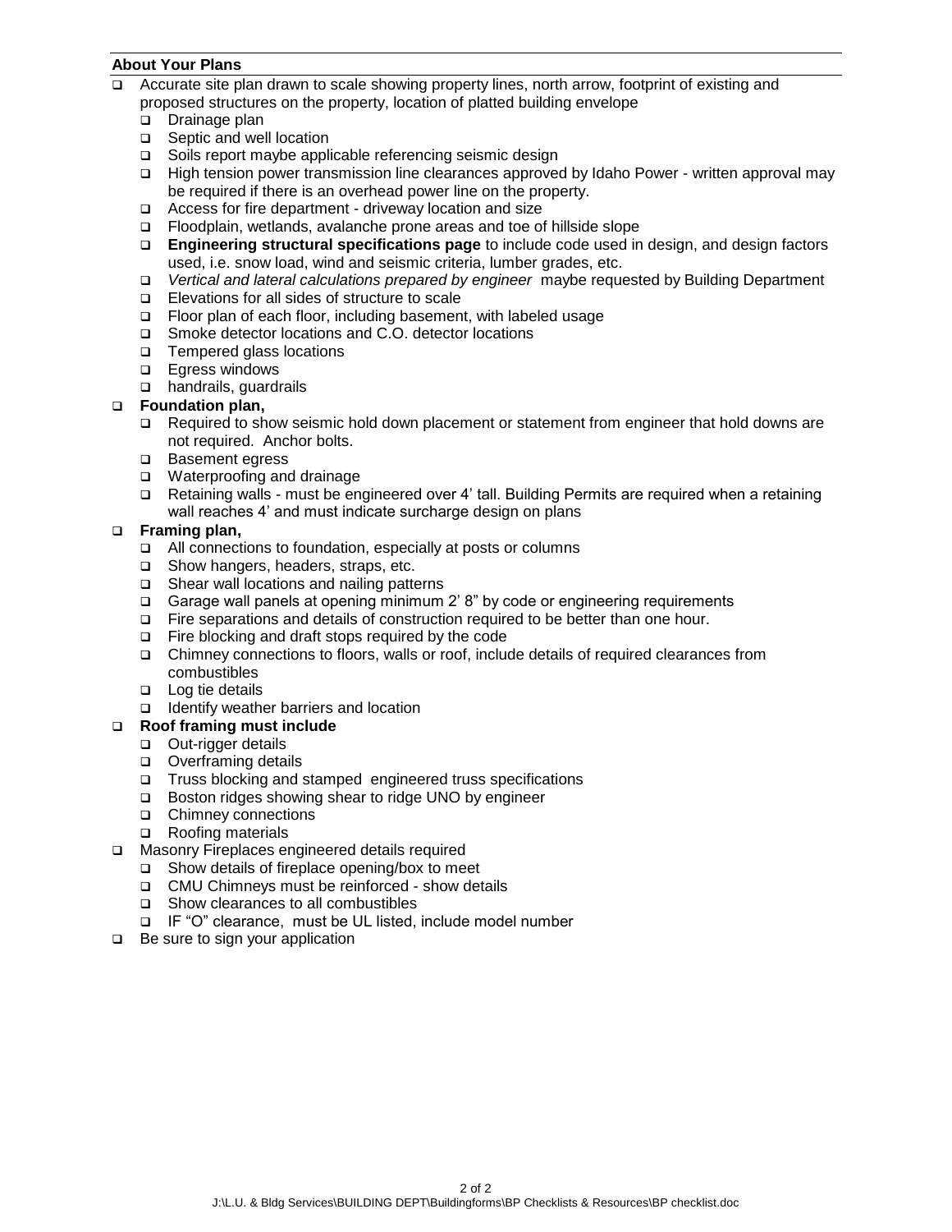**About Your Plans**

- Accurate site plan drawn to scale showing property lines, north arrow, footprint of existing and proposed structures on the property, location of platted building envelope
  - Drainage plan
  - Septic and well location
  - Soils report maybe applicable referencing seismic design
  - High tension power transmission line clearances approved by Idaho Power - written approval may be required if there is an overhead power line on the property.
  - Access for fire department - driveway location and size
  - Floodplain, wetlands, avalanche prone areas and toe of hillside slope
  - **Engineering structural specifications page** to include code used in design, and design factors used, i.e. snow load, wind and seismic criteria, lumber grades, etc.
  - *Vertical and lateral calculations prepared by engineer* maybe requested by Building Department
  - Elevations for all sides of structure to scale
  - Floor plan of each floor, including basement, with labeled usage
  - Smoke detector locations and C.O. detector locations
  - Tempered glass locations
  - Egress windows
  - handrails, guardrails
- **Foundation plan,**
  - Required to show seismic hold down placement or statement from engineer that hold downs are not required. Anchor bolts.
  - Basement egress
  - Waterproofing and drainage
  - Retaining walls - must be engineered over 4' tall. Building Permits are required when a retaining wall reaches 4' and must indicate surcharge design on plans
- **Framing plan,**
  - All connections to foundation, especially at posts or columns
  - Show hangers, headers, straps, etc.
  - Shear wall locations and nailing patterns
  - Garage wall panels at opening minimum 2' 8" by code or engineering requirements
  - Fire separations and details of construction required to be better than one hour.
  - Fire blocking and draft stops required by the code
  - Chimney connections to floors, walls or roof, include details of required clearances from combustibles
  - Log tie details
  - Identify weather barriers and location
- **Roof framing must include**
  - Out-rigger details
  - Overframing details
  - Truss blocking and stamped engineered truss specifications
  - Boston ridges showing shear to ridge UNO by engineer
  - Chimney connections
  - Roofing materials
- Masonry Fireplaces engineered details required
  - Show details of fireplace opening/box to meet
  - CMU Chimneys must be reinforced - show details
  - Show clearances to all combustibles
  - IF "O" clearance, must be UL listed, include model number
- Be sure to sign your application